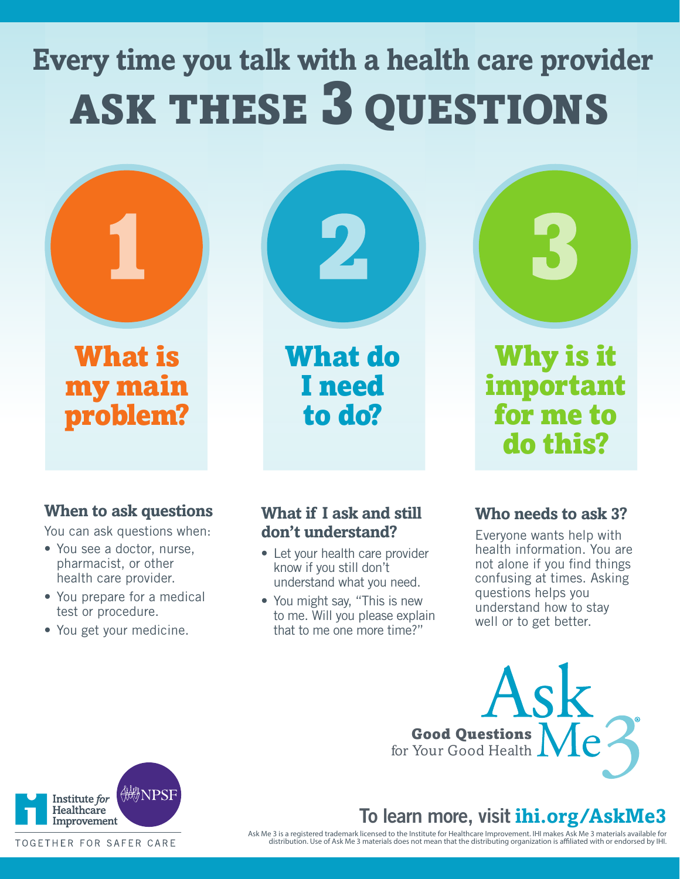# Every time you talk with a health care provider ASK THESE 3 QUESTIONS

## 1 What is my main problem?

## 2 What do I need to do?

## 3 Why is it important for me to do this?

### When to ask questions

You can ask questions when:

- You see a doctor, nurse, pharmacist, or other health care provider.
- You prepare for a medical test or procedure.
- You get your medicine.

### What if I ask and still don't understand?

- Let your health care provider know if you still don't understand what you need.
- You might say, "This is new to me. Will you please explain that to me one more time?"

### Who needs to ask 3?

Everyone wants help with health information. You are not alone if you find things confusing at times. Asking questions helps you understand how to stay well or to get better.

**Good Questions** for Your Good Health — Ask Me 3®

Institute *for* Healthcare Improvement | NPSF

TOGETHER FOR SAFER CARE

**To learn more, visit ihi.org/AskMe3**

Ask Me 3 is a registered trademark licensed to the Institute for Healthcare Improvement. IHI makes Ask Me 3 materials available for distribution. Use of Ask Me 3 materials does not mean that the distributing organization is affiliated with or endorsed by IHI.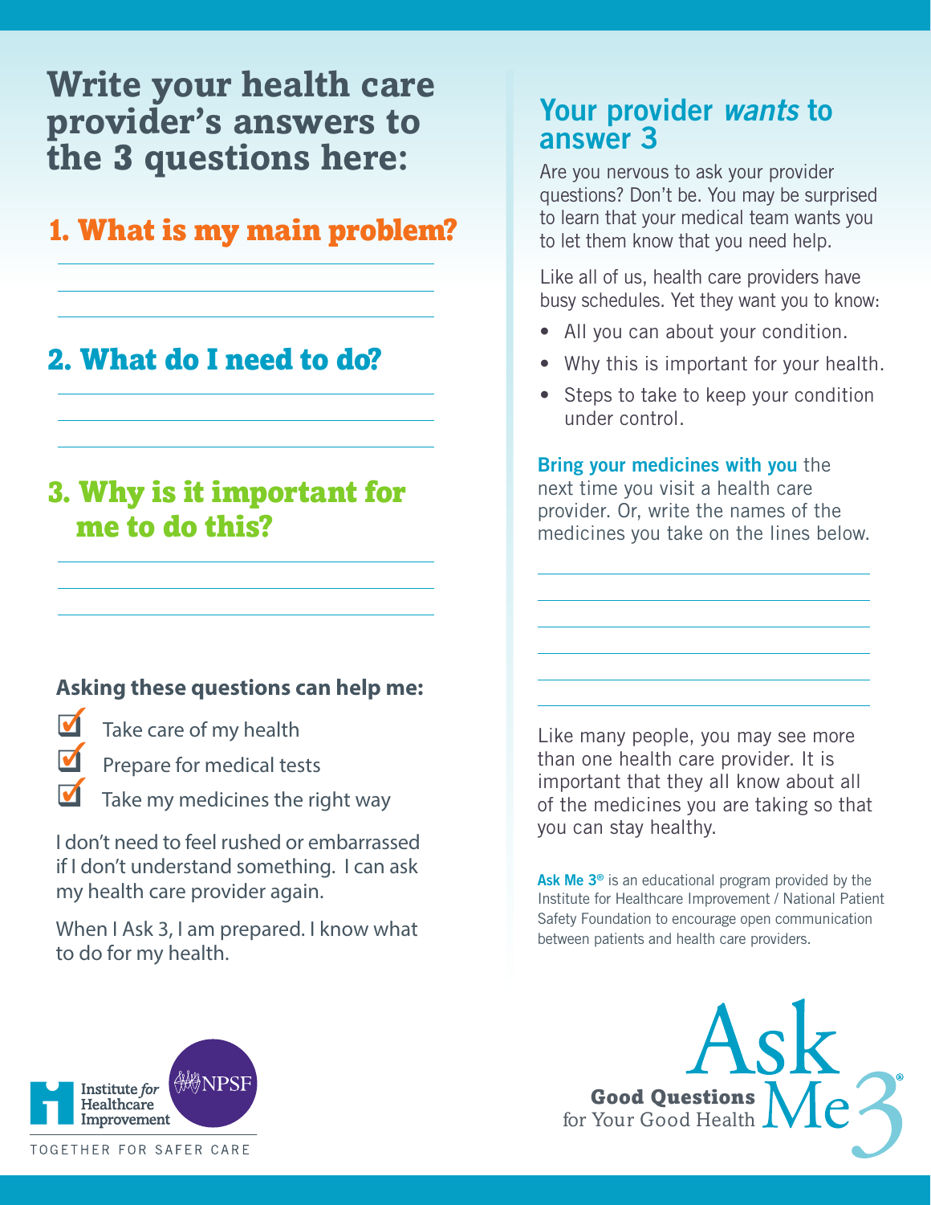# Write your health care provider's answers to the 3 questions here:

## 1. What is my main problem?

## 2. What do I need to do?

## 3. Why is it important for me to do this?

**Asking these questions can help me:**

- ☑ Take care of my health
- ☑ Prepare for medical tests
- ☑ Take my medicines the right way

I don't need to feel rushed or embarrassed if I don't understand something. I can ask my health care provider again.

When I Ask 3, I am prepared. I know what to do for my health.

## Your provider *wants* to answer 3

Are you nervous to ask your provider questions? Don't be. You may be surprised to learn that your medical team wants you to let them know that you need help.

Like all of us, health care providers have busy schedules. Yet they want you to know:

- All you can about your condition.
- Why this is important for your health.
- Steps to take to keep your condition under control.

**Bring your medicines with you** the next time you visit a health care provider. Or, write the names of the medicines you take on the lines below.

Like many people, you may see more than one health care provider. It is important that they all know about all of the medicines you are taking so that you can stay healthy.

**Ask Me 3®** is an educational program provided by the Institute for Healthcare Improvement / National Patient Safety Foundation to encourage open communication between patients and health care providers.

Institute *for* Healthcare Improvement NPSF

TOGETHER FOR SAFER CARE

**Good Questions** for Your Good Health Ask Me 3®